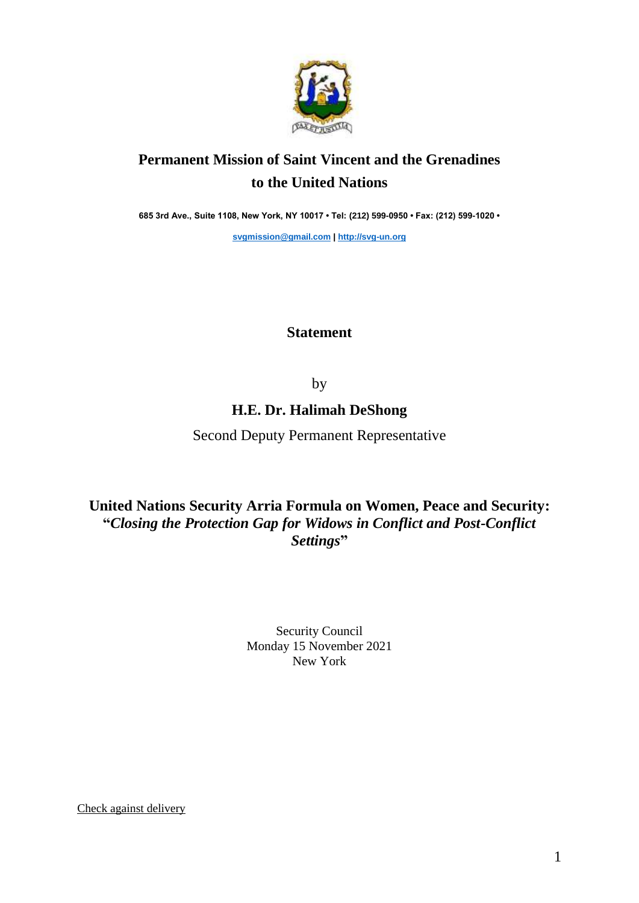# Permanent Mission of Saint Vincent and the Grenadines to the United Nations

**685 3rd Ave., Suite 1108, New York, NY 10017 • Tel: (212) 599-0950 • Fax: (212) 599-1020 •**

**svgmission@gmail.com | http://svg-un.org**

## Statement

by

**H.E. Dr. Halimah DeShong**

Second Deputy Permanent Representative

## United Nations Security Arria Formula on Women, Peace and Security: "*Closing the Protection Gap for Widows in Conflict and Post-Conflict Settings*"

Security Council
Monday 15 November 2021
New York

Check against delivery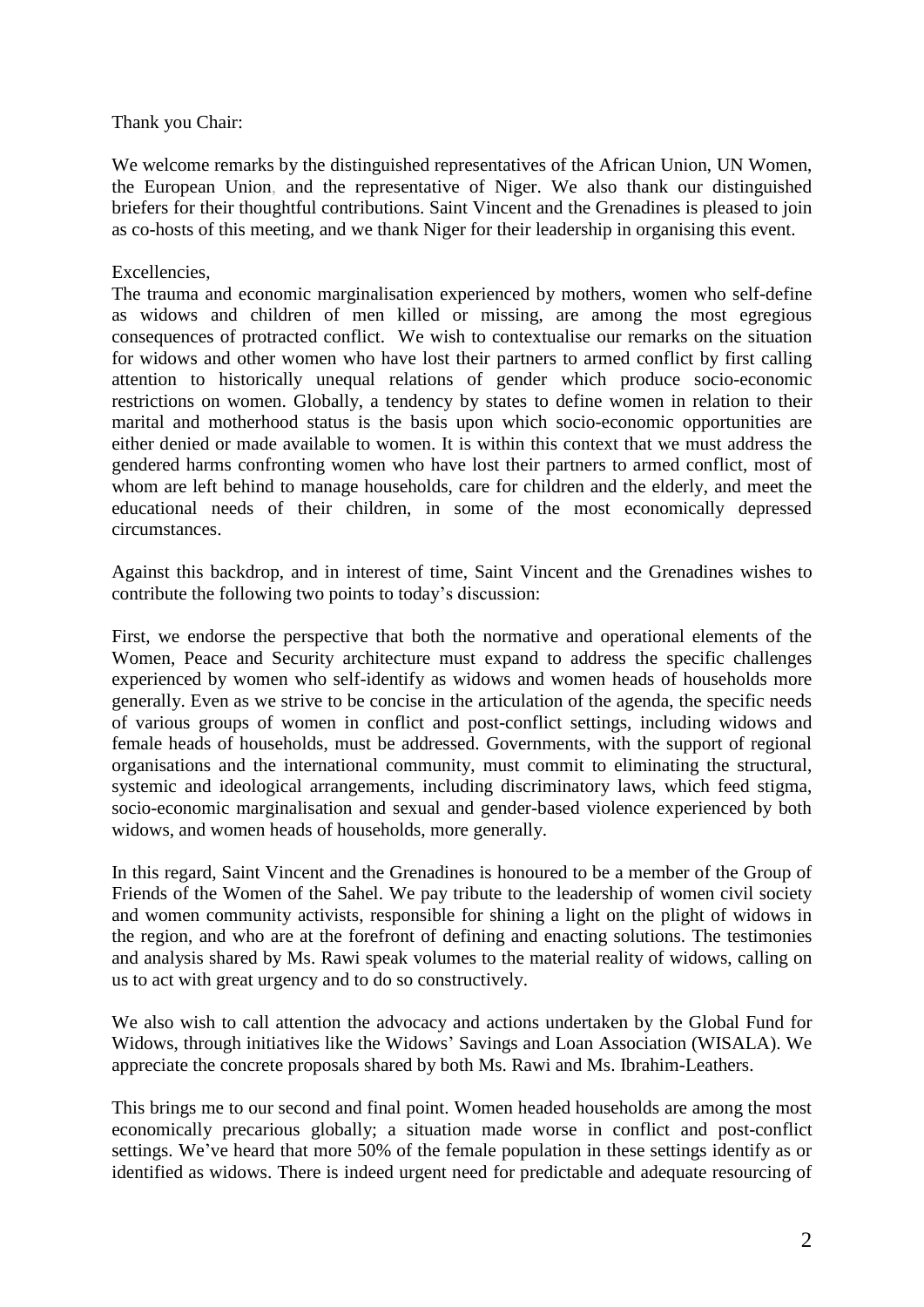Thank you Chair:

We welcome remarks by the distinguished representatives of the African Union, UN Women, the European Union, and the representative of Niger. We also thank our distinguished briefers for their thoughtful contributions. Saint Vincent and the Grenadines is pleased to join as co-hosts of this meeting, and we thank Niger for their leadership in organising this event.

Excellencies,

The trauma and economic marginalisation experienced by mothers, women who self-define as widows and children of men killed or missing, are among the most egregious consequences of protracted conflict. We wish to contextualise our remarks on the situation for widows and other women who have lost their partners to armed conflict by first calling attention to historically unequal relations of gender which produce socio-economic restrictions on women. Globally, a tendency by states to define women in relation to their marital and motherhood status is the basis upon which socio-economic opportunities are either denied or made available to women. It is within this context that we must address the gendered harms confronting women who have lost their partners to armed conflict, most of whom are left behind to manage households, care for children and the elderly, and meet the educational needs of their children, in some of the most economically depressed circumstances.

Against this backdrop, and in interest of time, Saint Vincent and the Grenadines wishes to contribute the following two points to today's discussion:

First, we endorse the perspective that both the normative and operational elements of the Women, Peace and Security architecture must expand to address the specific challenges experienced by women who self-identify as widows and women heads of households more generally. Even as we strive to be concise in the articulation of the agenda, the specific needs of various groups of women in conflict and post-conflict settings, including widows and female heads of households, must be addressed. Governments, with the support of regional organisations and the international community, must commit to eliminating the structural, systemic and ideological arrangements, including discriminatory laws, which feed stigma, socio-economic marginalisation and sexual and gender-based violence experienced by both widows, and women heads of households, more generally.

In this regard, Saint Vincent and the Grenadines is honoured to be a member of the Group of Friends of the Women of the Sahel. We pay tribute to the leadership of women civil society and women community activists, responsible for shining a light on the plight of widows in the region, and who are at the forefront of defining and enacting solutions. The testimonies and analysis shared by Ms. Rawi speak volumes to the material reality of widows, calling on us to act with great urgency and to do so constructively.

We also wish to call attention the advocacy and actions undertaken by the Global Fund for Widows, through initiatives like the Widows' Savings and Loan Association (WISALA). We appreciate the concrete proposals shared by both Ms. Rawi and Ms. Ibrahim-Leathers.

This brings me to our second and final point. Women headed households are among the most economically precarious globally; a situation made worse in conflict and post-conflict settings. We've heard that more 50% of the female population in these settings identify as or identified as widows. There is indeed urgent need for predictable and adequate resourcing of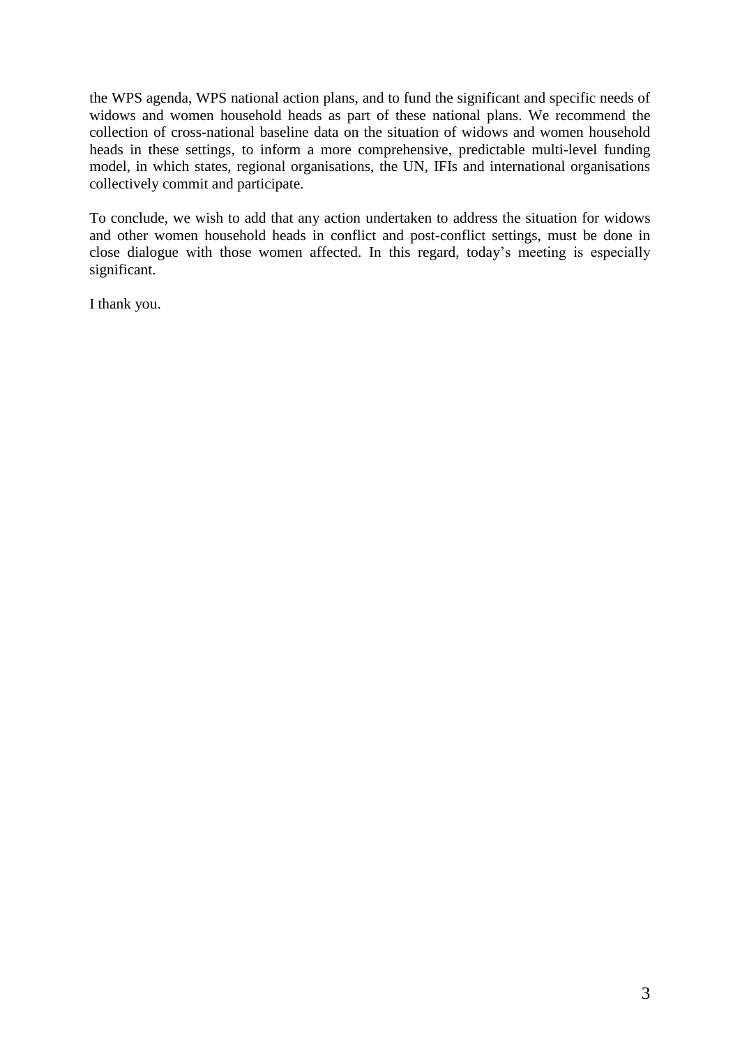the WPS agenda, WPS national action plans, and to fund the significant and specific needs of widows and women household heads as part of these national plans. We recommend the collection of cross-national baseline data on the situation of widows and women household heads in these settings, to inform a more comprehensive, predictable multi-level funding model, in which states, regional organisations, the UN, IFIs and international organisations collectively commit and participate.

To conclude, we wish to add that any action undertaken to address the situation for widows and other women household heads in conflict and post-conflict settings, must be done in close dialogue with those women affected. In this regard, today's meeting is especially significant.

I thank you.